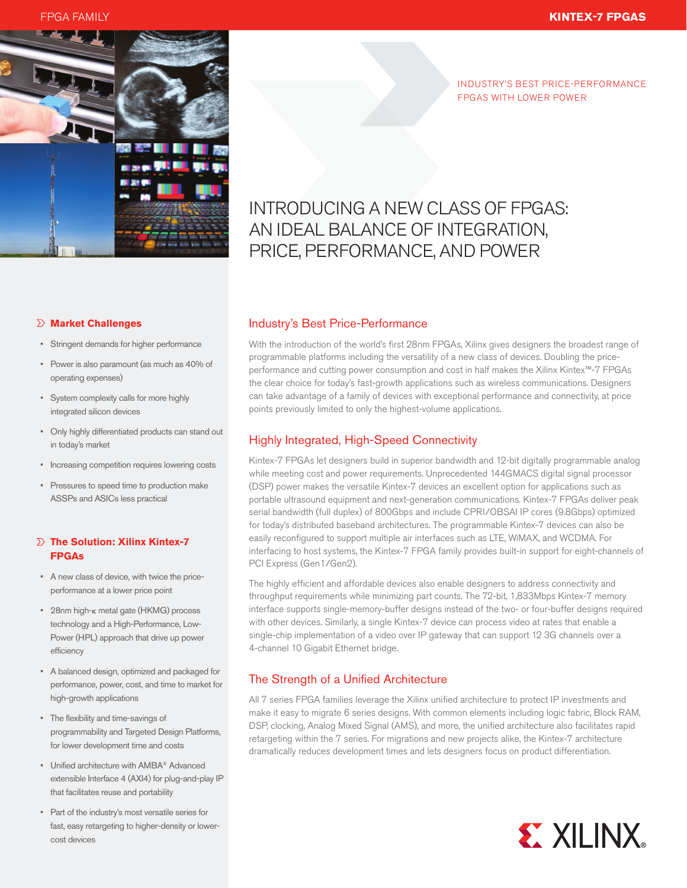INDUSTRY'S BEST PRICE-PERFORMANCE FPGAS WITH LOWER POWER

# INTRODUCING A NEW CLASS OF FPGAS: AN IDEAL BALANCE OF INTEGRATION, PRICE, PERFORMANCE, AND POWER

## Market Challenges

- Stringent demands for higher performance
- Power is also paramount (as much as 40% of operating expenses)
- System complexity calls for more highly integrated silicon devices
- Only highly differentiated products can stand out in today's market
- Increasing competition requires lowering costs
- Pressures to speed time to production make ASSPs and ASICs less practical

## The Solution: Xilinx Kintex-7 FPGAs

- A new class of device, with twice the price-performance at a lower price point
- 28nm high-κ metal gate (HKMG) process technology and a High-Performance, Low-Power (HPL) approach that drive up power efficiency
- A balanced design, optimized and packaged for performance, power, cost, and time to market for high-growth applications
- The flexibility and time-savings of programmability and Targeted Design Platforms, for lower development time and costs
- Unified architecture with AMBA® Advanced extensible Interface 4 (AXI4) for plug-and-play IP that facilitates reuse and portability
- Part of the industry's most versatile series for fast, easy retargeting to higher-density or lower-cost devices

## Industry's Best Price-Performance

With the introduction of the world's first 28nm FPGAs, Xilinx gives designers the broadest range of programmable platforms including the versatility of a new class of devices. Doubling the price-performance and cutting power consumption and cost in half makes the Xilinx Kintex™-7 FPGAs the clear choice for today's fast-growth applications such as wireless communications. Designers can take advantage of a family of devices with exceptional performance and connectivity, at price points previously limited to only the highest-volume applications.

## Highly Integrated, High-Speed Connectivity

Kintex-7 FPGAs let designers build in superior bandwidth and 12-bit digitally programmable analog while meeting cost and power requirements. Unprecedented 144GMACS digital signal processor (DSP) power makes the versatile Kintex-7 devices an excellent option for applications such as portable ultrasound equipment and next-generation communications. Kintex-7 FPGAs deliver peak serial bandwidth (full duplex) of 800Gbps and include CPRI/OBSAI IP cores (9.8Gbps) optimized for today's distributed baseband architectures. The programmable Kintex-7 devices can also be easily reconfigured to support multiple air interfaces such as LTE, WiMAX, and WCDMA. For interfacing to host systems, the Kintex-7 FPGA family provides built-in support for eight-channels of PCI Express (Gen1/Gen2).

The highly efficient and affordable devices also enable designers to address connectivity and throughput requirements while minimizing part counts. The 72-bit, 1,833Mbps Kintex-7 memory interface supports single-memory-buffer designs instead of the two- or four-buffer designs required with other devices. Similarly, a single Kintex-7 device can process video at rates that enable a single-chip implementation of a video over IP gateway that can support 12 3G channels over a 4-channel 10 Gigabit Ethernet bridge.

## The Strength of a Unified Architecture

All 7 series FPGA families leverage the Xilinx unified architecture to protect IP investments and make it easy to migrate 6 series designs. With common elements including logic fabric, Block RAM, DSP, clocking, Analog Mixed Signal (AMS), and more, the unified architecture also facilitates rapid retargeting within the 7 series. For migrations and new projects alike, the Kintex-7 architecture dramatically reduces development times and lets designers focus on product differentiation.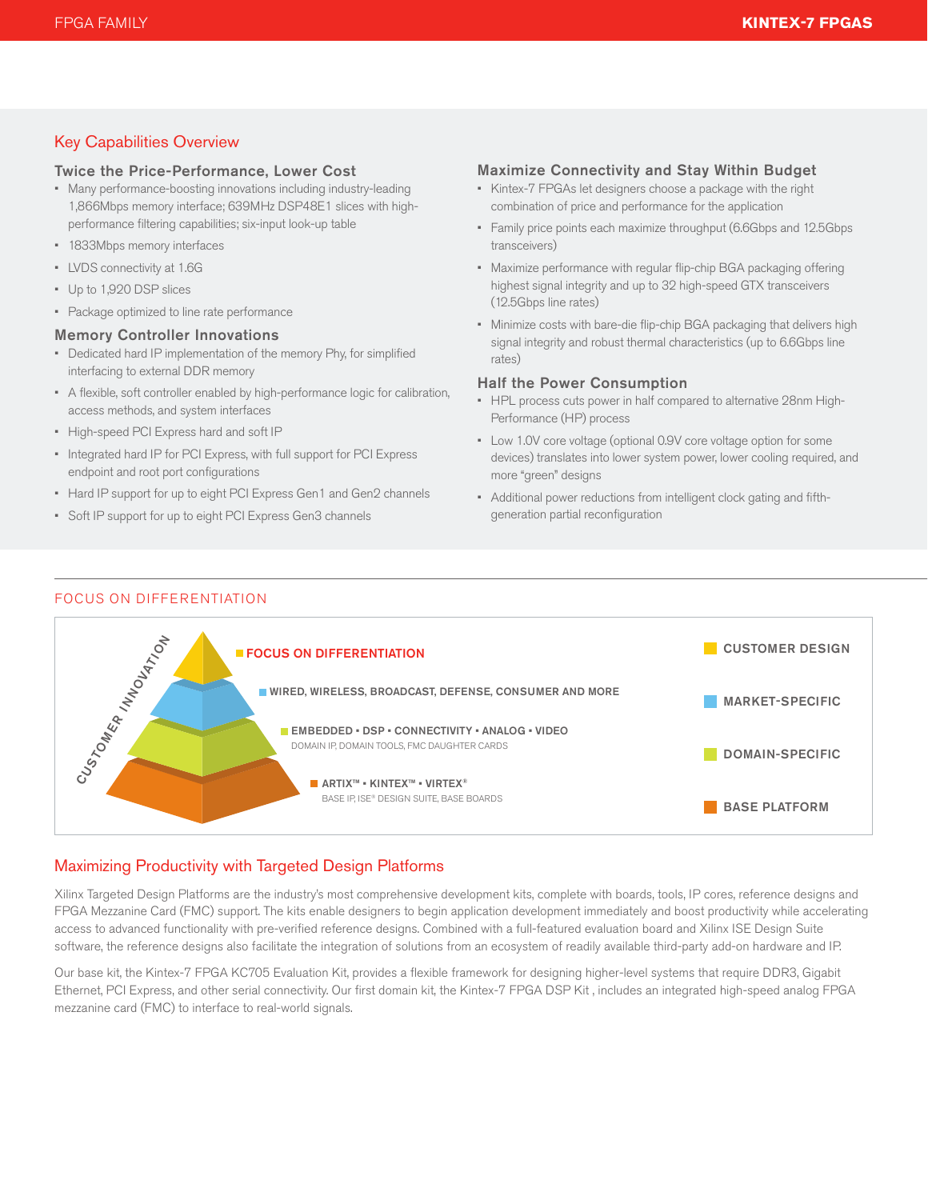## Key Capabilities Overview

### Twice the Price-Performance, Lower Cost

- Many performance-boosting innovations including industry-leading 1,866Mbps memory interface; 639MHz DSP48E1 slices with high-performance filtering capabilities; six-input look-up table
- 1833Mbps memory interfaces
- LVDS connectivity at 1.6G
- Up to 1,920 DSP slices
- Package optimized to line rate performance

### Memory Controller Innovations

- Dedicated hard IP implementation of the memory Phy, for simplified interfacing to external DDR memory
- A flexible, soft controller enabled by high-performance logic for calibration, access methods, and system interfaces
- High-speed PCI Express hard and soft IP
- Integrated hard IP for PCI Express, with full support for PCI Express endpoint and root port configurations
- Hard IP support for up to eight PCI Express Gen1 and Gen2 channels
- Soft IP support for up to eight PCI Express Gen3 channels

### Maximize Connectivity and Stay Within Budget

- Kintex-7 FPGAs let designers choose a package with the right combination of price and performance for the application
- Family price points each maximize throughput (6.6Gbps and 12.5Gbps transceivers)
- Maximize performance with regular flip-chip BGA packaging offering highest signal integrity and up to 32 high-speed GTX transceivers (12.5Gbps line rates)
- Minimize costs with bare-die flip-chip BGA packaging that delivers high signal integrity and robust thermal characteristics (up to 6.6Gbps line rates)

### Half the Power Consumption

- HPL process cuts power in half compared to alternative 28nm High-Performance (HP) process
- Low 1.0V core voltage (optional 0.9V core voltage option for some devices) translates into lower system power, lower cooling required, and more "green" designs
- Additional power reductions from intelligent clock gating and fifth-generation partial reconfiguration

## FOCUS ON DIFFERENTIATION

CUSTOMER INNOVATION

- **FOCUS ON DIFFERENTIATION** — CUSTOMER DESIGN
- **WIRED, WIRELESS, BROADCAST, DEFENSE, CONSUMER AND MORE** — MARKET-SPECIFIC
- **EMBEDDED • DSP • CONNECTIVITY • ANALOG • VIDEO** (DOMAIN IP, DOMAIN TOOLS, FMC DAUGHTER CARDS) — DOMAIN-SPECIFIC
- **ARTIX™ • KINTEX™ • VIRTEX®** (BASE IP, ISE® DESIGN SUITE, BASE BOARDS) — BASE PLATFORM

## Maximizing Productivity with Targeted Design Platforms

Xilinx Targeted Design Platforms are the industry's most comprehensive development kits, complete with boards, tools, IP cores, reference designs and FPGA Mezzanine Card (FMC) support. The kits enable designers to begin application development immediately and boost productivity while accelerating access to advanced functionality with pre-verified reference designs. Combined with a full-featured evaluation board and Xilinx ISE Design Suite software, the reference designs also facilitate the integration of solutions from an ecosystem of readily available third-party add-on hardware and IP.

Our base kit, the Kintex-7 FPGA KC705 Evaluation Kit, provides a flexible framework for designing higher-level systems that require DDR3, Gigabit Ethernet, PCI Express, and other serial connectivity. Our first domain kit, the Kintex-7 FPGA DSP Kit , includes an integrated high-speed analog FPGA mezzanine card (FMC) to interface to real-world signals.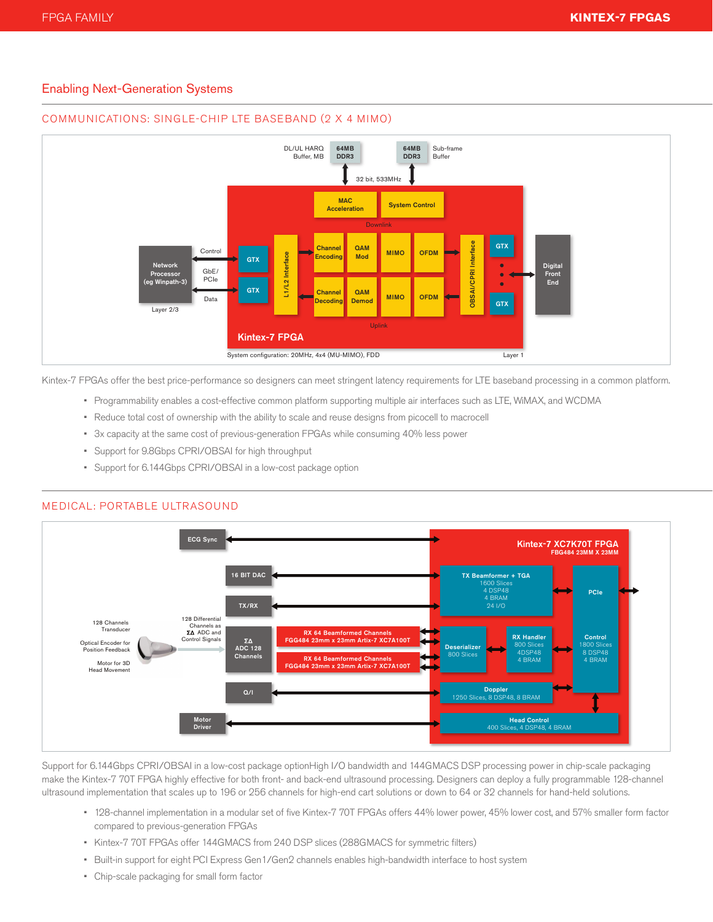## Enabling Next-Generation Systems

### COMMUNICATIONS: SINGLE-CHIP LTE BASEBAND (2 X 4 MIMO)

Kintex-7 FPGAs offer the best price-performance so designers can meet stringent latency requirements for LTE baseband processing in a common platform.

- Programmability enables a cost-effective common platform supporting multiple air interfaces such as LTE, WiMAX, and WCDMA
- Reduce total cost of ownership with the ability to scale and reuse designs from picocell to macrocell
- 3x capacity at the same cost of previous-generation FPGAs while consuming 40% less power
- Support for 9.8Gbps CPRI/OBSAI for high throughput
- Support for 6.144Gbps CPRI/OBSAI in a low-cost package option

### MEDICAL: PORTABLE ULTRASOUND

Support for 6.144Gbps CPRI/OBSAI in a low-cost package optionHigh I/O bandwidth and 144GMACS DSP processing power in chip-scale packaging make the Kintex-7 70T FPGA highly effective for both front- and back-end ultrasound processing. Designers can deploy a fully programmable 128-channel ultrasound implementation that scales up to 196 or 256 channels for high-end cart solutions or down to 64 or 32 channels for hand-held solutions.

- 128-channel implementation in a modular set of five Kintex-7 70T FPGAs offers 44% lower power, 45% lower cost, and 57% smaller form factor compared to previous-generation FPGAs
- Kintex-7 70T FPGAs offer 144GMACS from 240 DSP slices (288GMACS for symmetric filters)
- Built-in support for eight PCI Express Gen1/Gen2 channels enables high-bandwidth interface to host system
- Chip-scale packaging for small form factor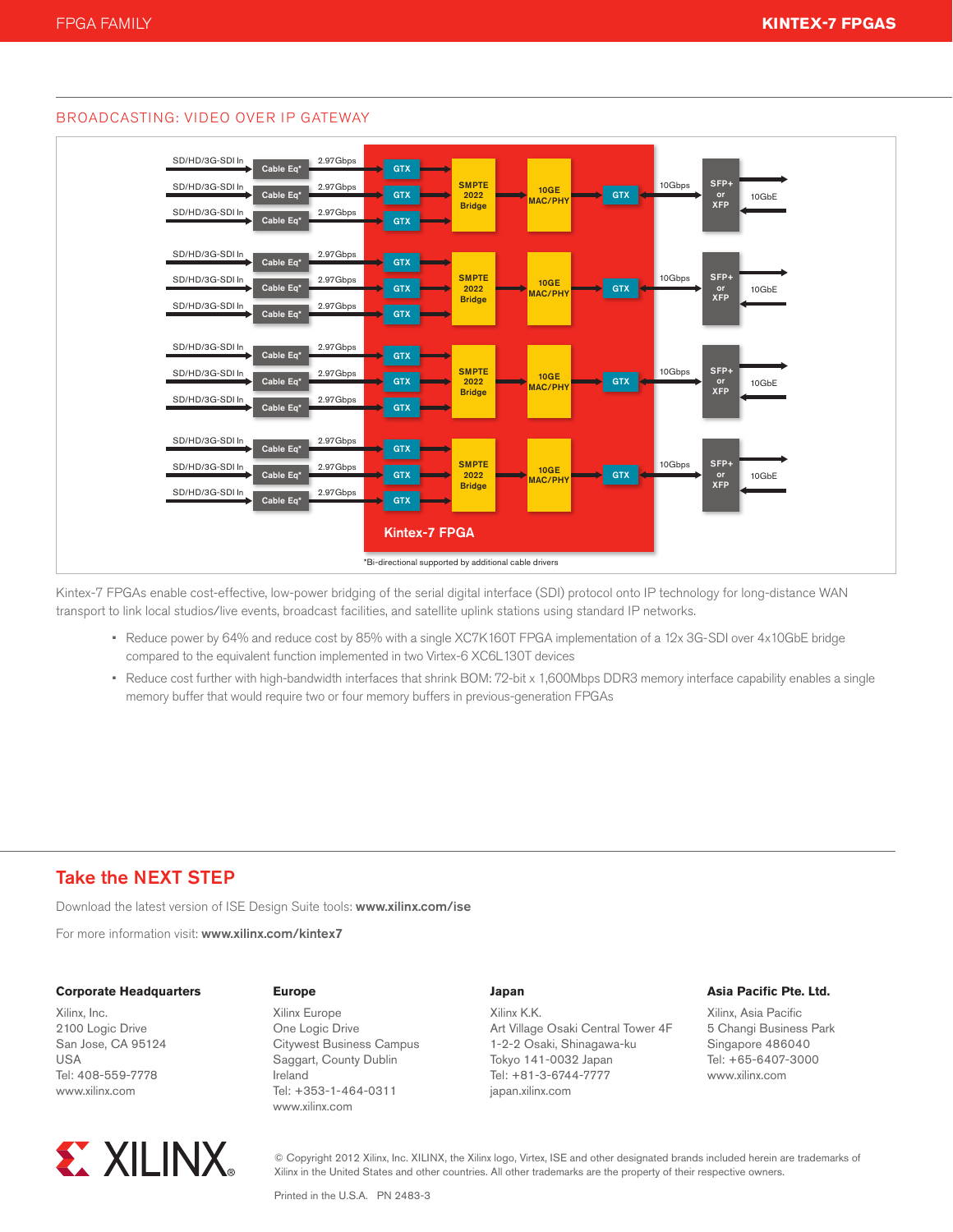## BROADCASTING: VIDEO OVER IP GATEWAY

SD/HD/3G-SDI In
Cable Eq*
2.97Gbps
GTX
SMPTE 2022 Bridge
10GE MAC/PHY
10Gbps
SFP+ or XFP
10GbE
Kintex-7 FPGA

*Bi-directional supported by additional cable drivers

Kintex-7 FPGAs enable cost-effective, low-power bridging of the serial digital interface (SDI) protocol onto IP technology for long-distance WAN transport to link local studios/live events, broadcast facilities, and satellite uplink stations using standard IP networks.

- Reduce power by 64% and reduce cost by 85% with a single XC7K160T FPGA implementation of a 12x 3G-SDI over 4x10GbE bridge compared to the equivalent function implemented in two Virtex-6 XC6L130T devices
- Reduce cost further with high-bandwidth interfaces that shrink BOM: 72-bit x 1,600Mbps DDR3 memory interface capability enables a single memory buffer that would require two or four memory buffers in previous-generation FPGAs

## Take the NEXT STEP

Download the latest version of ISE Design Suite tools: **www.xilinx.com/ise**

For more information visit: **www.xilinx.com/kintex7**

**Corporate Headquarters**
Xilinx, Inc.
2100 Logic Drive
San Jose, CA 95124
USA
Tel: 408-559-7778
www.xilinx.com

**Europe**
Xilinx Europe
One Logic Drive
Citywest Business Campus
Saggart, County Dublin
Ireland
Tel: +353-1-464-0311
www.xilinx.com

**Japan**
Xilinx K.K.
Art Village Osaki Central Tower 4F
1-2-2 Osaki, Shinagawa-ku
Tokyo 141-0032 Japan
Tel: +81-3-6744-7777
japan.xilinx.com

**Asia Pacific Pte. Ltd.**
Xilinx, Asia Pacific
5 Changi Business Park
Singapore 486040
Tel: +65-6407-3000
www.xilinx.com

XILINX

© Copyright 2012 Xilinx, Inc. XILINX, the Xilinx logo, Virtex, ISE and other designated brands included herein are trademarks of Xilinx in the United States and other countries. All other trademarks are the property of their respective owners.

Printed in the U.S.A. PN 2483-3